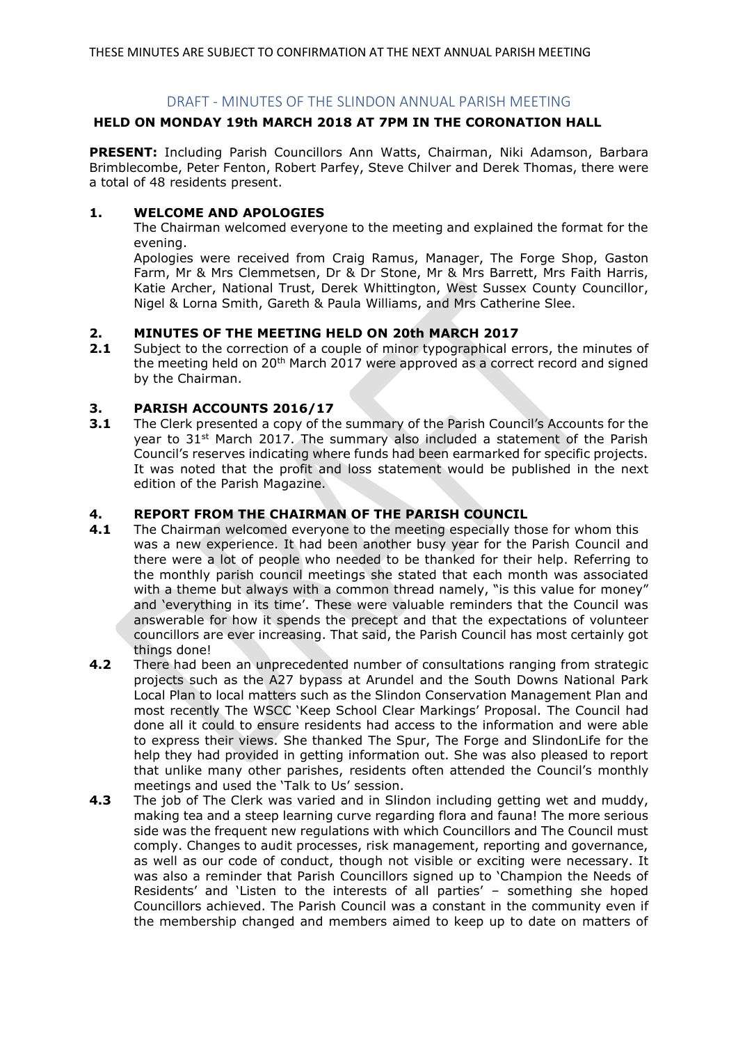THESE MINUTES ARE SUBJECT TO CONFIRMATION AT THE NEXT ANNUAL PARISH MEETING

## DRAFT - MINUTES OF THE SLINDON ANNUAL PARISH MEETING

**HELD ON MONDAY 19th MARCH 2018 AT 7PM IN THE CORONATION HALL**

**PRESENT:** Including Parish Councillors Ann Watts, Chairman, Niki Adamson, Barbara Brimblecombe, Peter Fenton, Robert Parfey, Steve Chilver and Derek Thomas, there were a total of 48 residents present.

**1. WELCOME AND APOLOGIES**

The Chairman welcomed everyone to the meeting and explained the format for the evening.

Apologies were received from Craig Ramus, Manager, The Forge Shop, Gaston Farm, Mr & Mrs Clemmetsen, Dr & Dr Stone, Mr & Mrs Barrett, Mrs Faith Harris, Katie Archer, National Trust, Derek Whittington, West Sussex County Councillor, Nigel & Lorna Smith, Gareth & Paula Williams, and Mrs Catherine Slee.

**2. MINUTES OF THE MEETING HELD ON 20th MARCH 2017**

**2.1** Subject to the correction of a couple of minor typographical errors, the minutes of the meeting held on 20th March 2017 were approved as a correct record and signed by the Chairman.

**3. PARISH ACCOUNTS 2016/17**

**3.1** The Clerk presented a copy of the summary of the Parish Council's Accounts for the year to 31st March 2017. The summary also included a statement of the Parish Council's reserves indicating where funds had been earmarked for specific projects. It was noted that the profit and loss statement would be published in the next edition of the Parish Magazine.

**4. REPORT FROM THE CHAIRMAN OF THE PARISH COUNCIL**

**4.1** The Chairman welcomed everyone to the meeting especially those for whom this was a new experience. It had been another busy year for the Parish Council and there were a lot of people who needed to be thanked for their help. Referring to the monthly parish council meetings she stated that each month was associated with a theme but always with a common thread namely, "is this value for money" and 'everything in its time'. These were valuable reminders that the Council was answerable for how it spends the precept and that the expectations of volunteer councillors are ever increasing. That said, the Parish Council has most certainly got things done!

**4.2** There had been an unprecedented number of consultations ranging from strategic projects such as the A27 bypass at Arundel and the South Downs National Park Local Plan to local matters such as the Slindon Conservation Management Plan and most recently The WSCC 'Keep School Clear Markings' Proposal. The Council had done all it could to ensure residents had access to the information and were able to express their views. She thanked The Spur, The Forge and SlindonLife for the help they had provided in getting information out. She was also pleased to report that unlike many other parishes, residents often attended the Council's monthly meetings and used the 'Talk to Us' session.

**4.3** The job of The Clerk was varied and in Slindon including getting wet and muddy, making tea and a steep learning curve regarding flora and fauna! The more serious side was the frequent new regulations with which Councillors and The Council must comply. Changes to audit processes, risk management, reporting and governance, as well as our code of conduct, though not visible or exciting were necessary. It was also a reminder that Parish Councillors signed up to 'Champion the Needs of Residents' and 'Listen to the interests of all parties' – something she hoped Councillors achieved. The Parish Council was a constant in the community even if the membership changed and members aimed to keep up to date on matters of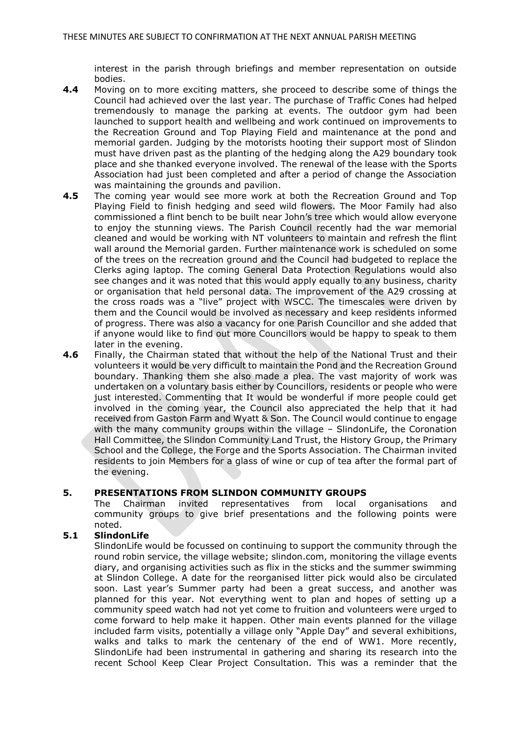interest in the parish through briefings and member representation on outside bodies.

**4.4** Moving on to more exciting matters, she proceed to describe some of things the Council had achieved over the last year. The purchase of Traffic Cones had helped tremendously to manage the parking at events. The outdoor gym had been launched to support health and wellbeing and work continued on improvements to the Recreation Ground and Top Playing Field and maintenance at the pond and memorial garden. Judging by the motorists hooting their support most of Slindon must have driven past as the planting of the hedging along the A29 boundary took place and she thanked everyone involved. The renewal of the lease with the Sports Association had just been completed and after a period of change the Association was maintaining the grounds and pavilion.

**4.5** The coming year would see more work at both the Recreation Ground and Top Playing Field to finish hedging and seed wild flowers. The Moor Family had also commissioned a flint bench to be built near John's tree which would allow everyone to enjoy the stunning views. The Parish Council recently had the war memorial cleaned and would be working with NT volunteers to maintain and refresh the flint wall around the Memorial garden. Further maintenance work is scheduled on some of the trees on the recreation ground and the Council had budgeted to replace the Clerks aging laptop. The coming General Data Protection Regulations would also see changes and it was noted that this would apply equally to any business, charity or organisation that held personal data. The improvement of the A29 crossing at the cross roads was a "live" project with WSCC. The timescales were driven by them and the Council would be involved as necessary and keep residents informed of progress. There was also a vacancy for one Parish Councillor and she added that if anyone would like to find out more Councillors would be happy to speak to them later in the evening.

**4.6** Finally, the Chairman stated that without the help of the National Trust and their volunteers it would be very difficult to maintain the Pond and the Recreation Ground boundary. Thanking them she also made a plea. The vast majority of work was undertaken on a voluntary basis either by Councillors, residents or people who were just interested. Commenting that It would be wonderful if more people could get involved in the coming year, the Council also appreciated the help that it had received from Gaston Farm and Wyatt & Son. The Council would continue to engage with the many community groups within the village – SlindonLife, the Coronation Hall Committee, the Slindon Community Land Trust, the History Group, the Primary School and the College, the Forge and the Sports Association. The Chairman invited residents to join Members for a glass of wine or cup of tea after the formal part of the evening.

## 5. PRESENTATIONS FROM SLINDON COMMUNITY GROUPS

The Chairman invited representatives from local organisations and community groups to give brief presentations and the following points were noted.

### 5.1 SlindonLife

SlindonLife would be focussed on continuing to support the community through the round robin service, the village website; slindon.com, monitoring the village events diary, and organising activities such as flix in the sticks and the summer swimming at Slindon College. A date for the reorganised litter pick would also be circulated soon. Last year's Summer party had been a great success, and another was planned for this year. Not everything went to plan and hopes of setting up a community speed watch had not yet come to fruition and volunteers were urged to come forward to help make it happen. Other main events planned for the village included farm visits, potentially a village only "Apple Day" and several exhibitions, walks and talks to mark the centenary of the end of WW1. More recently, SlindonLife had been instrumental in gathering and sharing its research into the recent School Keep Clear Project Consultation. This was a reminder that the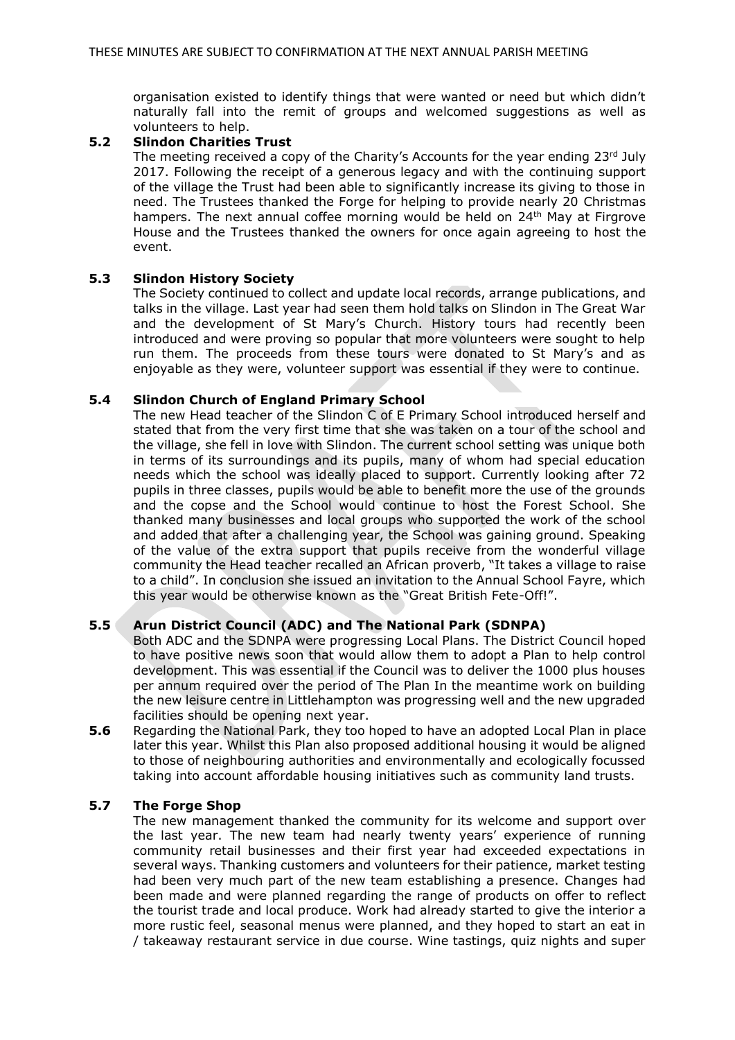organisation existed to identify things that were wanted or need but which didn't naturally fall into the remit of groups and welcomed suggestions as well as volunteers to help.

**5.2 Slindon Charities Trust**

The meeting received a copy of the Charity's Accounts for the year ending 23rd July 2017. Following the receipt of a generous legacy and with the continuing support of the village the Trust had been able to significantly increase its giving to those in need. The Trustees thanked the Forge for helping to provide nearly 20 Christmas hampers. The next annual coffee morning would be held on 24th May at Firgrove House and the Trustees thanked the owners for once again agreeing to host the event.

**5.3 Slindon History Society**

The Society continued to collect and update local records, arrange publications, and talks in the village. Last year had seen them hold talks on Slindon in The Great War and the development of St Mary's Church. History tours had recently been introduced and were proving so popular that more volunteers were sought to help run them. The proceeds from these tours were donated to St Mary's and as enjoyable as they were, volunteer support was essential if they were to continue.

**5.4 Slindon Church of England Primary School**

The new Head teacher of the Slindon C of E Primary School introduced herself and stated that from the very first time that she was taken on a tour of the school and the village, she fell in love with Slindon. The current school setting was unique both in terms of its surroundings and its pupils, many of whom had special education needs which the school was ideally placed to support. Currently looking after 72 pupils in three classes, pupils would be able to benefit more the use of the grounds and the copse and the School would continue to host the Forest School. She thanked many businesses and local groups who supported the work of the school and added that after a challenging year, the School was gaining ground. Speaking of the value of the extra support that pupils receive from the wonderful village community the Head teacher recalled an African proverb, "It takes a village to raise to a child". In conclusion she issued an invitation to the Annual School Fayre, which this year would be otherwise known as the "Great British Fete-Off!".

**5.5 Arun District Council (ADC) and The National Park (SDNPA)**

Both ADC and the SDNPA were progressing Local Plans. The District Council hoped to have positive news soon that would allow them to adopt a Plan to help control development. This was essential if the Council was to deliver the 1000 plus houses per annum required over the period of The Plan In the meantime work on building the new leisure centre in Littlehampton was progressing well and the new upgraded facilities should be opening next year.

**5.6** Regarding the National Park, they too hoped to have an adopted Local Plan in place later this year. Whilst this Plan also proposed additional housing it would be aligned to those of neighbouring authorities and environmentally and ecologically focussed taking into account affordable housing initiatives such as community land trusts.

**5.7 The Forge Shop**

The new management thanked the community for its welcome and support over the last year. The new team had nearly twenty years' experience of running community retail businesses and their first year had exceeded expectations in several ways. Thanking customers and volunteers for their patience, market testing had been very much part of the new team establishing a presence. Changes had been made and were planned regarding the range of products on offer to reflect the tourist trade and local produce. Work had already started to give the interior a more rustic feel, seasonal menus were planned, and they hoped to start an eat in / takeaway restaurant service in due course. Wine tastings, quiz nights and super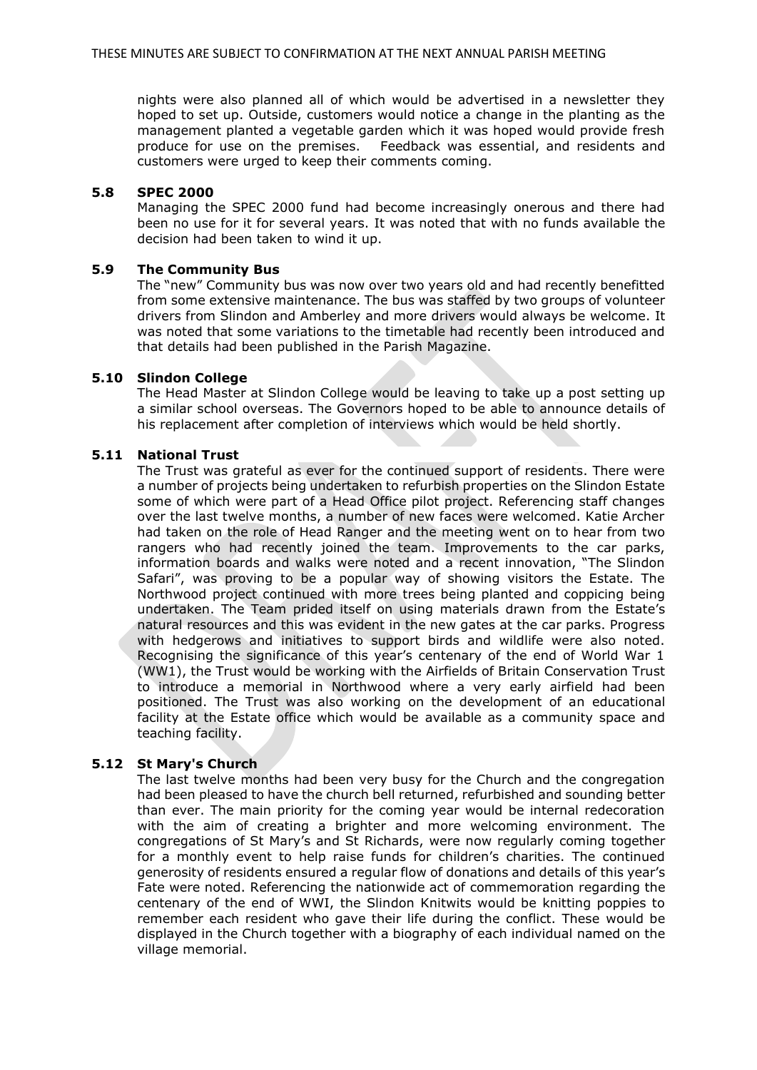nights were also planned all of which would be advertised in a newsletter they hoped to set up. Outside, customers would notice a change in the planting as the management planted a vegetable garden which it was hoped would provide fresh produce for use on the premises. Feedback was essential, and residents and customers were urged to keep their comments coming.

### 5.8 SPEC 2000

Managing the SPEC 2000 fund had become increasingly onerous and there had been no use for it for several years. It was noted that with no funds available the decision had been taken to wind it up.

### 5.9 The Community Bus

The "new" Community bus was now over two years old and had recently benefitted from some extensive maintenance. The bus was staffed by two groups of volunteer drivers from Slindon and Amberley and more drivers would always be welcome. It was noted that some variations to the timetable had recently been introduced and that details had been published in the Parish Magazine.

### 5.10 Slindon College

The Head Master at Slindon College would be leaving to take up a post setting up a similar school overseas. The Governors hoped to be able to announce details of his replacement after completion of interviews which would be held shortly.

### 5.11 National Trust

The Trust was grateful as ever for the continued support of residents. There were a number of projects being undertaken to refurbish properties on the Slindon Estate some of which were part of a Head Office pilot project. Referencing staff changes over the last twelve months, a number of new faces were welcomed. Katie Archer had taken on the role of Head Ranger and the meeting went on to hear from two rangers who had recently joined the team. Improvements to the car parks, information boards and walks were noted and a recent innovation, "The Slindon Safari", was proving to be a popular way of showing visitors the Estate. The Northwood project continued with more trees being planted and coppicing being undertaken. The Team prided itself on using materials drawn from the Estate's natural resources and this was evident in the new gates at the car parks. Progress with hedgerows and initiatives to support birds and wildlife were also noted. Recognising the significance of this year's centenary of the end of World War 1 (WW1), the Trust would be working with the Airfields of Britain Conservation Trust to introduce a memorial in Northwood where a very early airfield had been positioned. The Trust was also working on the development of an educational facility at the Estate office which would be available as a community space and teaching facility.

### 5.12 St Mary's Church

The last twelve months had been very busy for the Church and the congregation had been pleased to have the church bell returned, refurbished and sounding better than ever. The main priority for the coming year would be internal redecoration with the aim of creating a brighter and more welcoming environment. The congregations of St Mary's and St Richards, were now regularly coming together for a monthly event to help raise funds for children's charities. The continued generosity of residents ensured a regular flow of donations and details of this year's Fate were noted. Referencing the nationwide act of commemoration regarding the centenary of the end of WWI, the Slindon Knitwits would be knitting poppies to remember each resident who gave their life during the conflict. These would be displayed in the Church together with a biography of each individual named on the village memorial.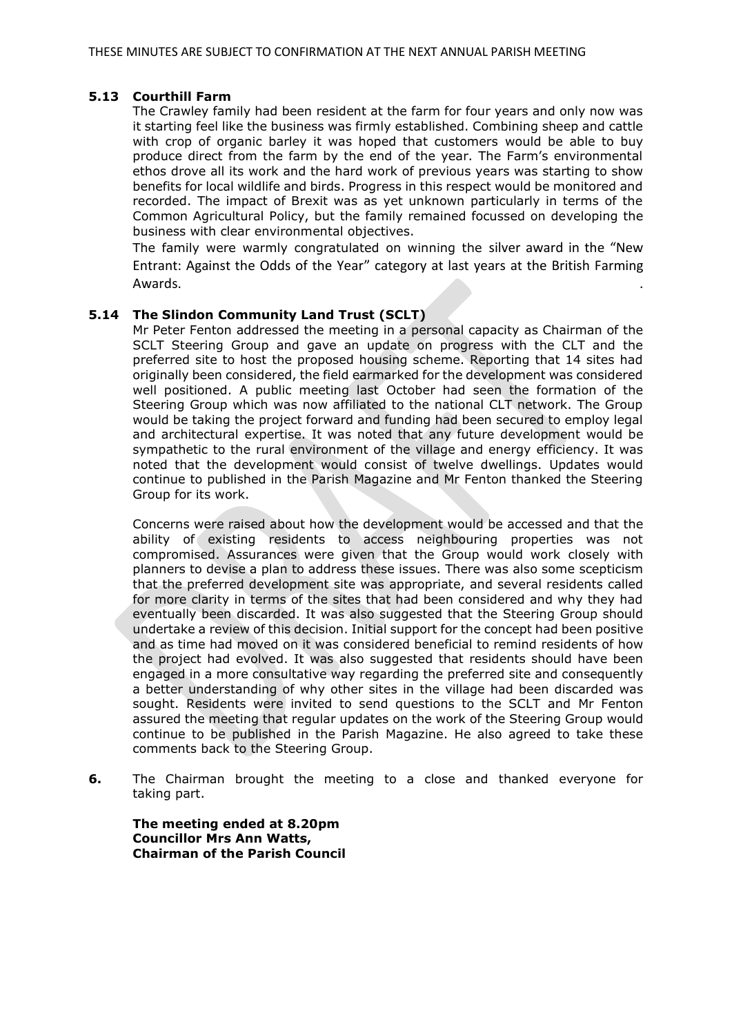### 5.13 Courthill Farm

The Crawley family had been resident at the farm for four years and only now was it starting feel like the business was firmly established. Combining sheep and cattle with crop of organic barley it was hoped that customers would be able to buy produce direct from the farm by the end of the year. The Farm's environmental ethos drove all its work and the hard work of previous years was starting to show benefits for local wildlife and birds. Progress in this respect would be monitored and recorded. The impact of Brexit was as yet unknown particularly in terms of the Common Agricultural Policy, but the family remained focussed on developing the business with clear environmental objectives.

The family were warmly congratulated on winning the silver award in the "New Entrant: Against the Odds of the Year" category at last years at the British Farming Awards. .

### 5.14 The Slindon Community Land Trust (SCLT)

Mr Peter Fenton addressed the meeting in a personal capacity as Chairman of the SCLT Steering Group and gave an update on progress with the CLT and the preferred site to host the proposed housing scheme. Reporting that 14 sites had originally been considered, the field earmarked for the development was considered well positioned. A public meeting last October had seen the formation of the Steering Group which was now affiliated to the national CLT network. The Group would be taking the project forward and funding had been secured to employ legal and architectural expertise. It was noted that any future development would be sympathetic to the rural environment of the village and energy efficiency. It was noted that the development would consist of twelve dwellings. Updates would continue to published in the Parish Magazine and Mr Fenton thanked the Steering Group for its work.

Concerns were raised about how the development would be accessed and that the ability of existing residents to access neighbouring properties was not compromised. Assurances were given that the Group would work closely with planners to devise a plan to address these issues. There was also some scepticism that the preferred development site was appropriate, and several residents called for more clarity in terms of the sites that had been considered and why they had eventually been discarded. It was also suggested that the Steering Group should undertake a review of this decision. Initial support for the concept had been positive and as time had moved on it was considered beneficial to remind residents of how the project had evolved. It was also suggested that residents should have been engaged in a more consultative way regarding the preferred site and consequently a better understanding of why other sites in the village had been discarded was sought. Residents were invited to send questions to the SCLT and Mr Fenton assured the meeting that regular updates on the work of the Steering Group would continue to be published in the Parish Magazine. He also agreed to take these comments back to the Steering Group.

**6.** The Chairman brought the meeting to a close and thanked everyone for taking part.

**The meeting ended at 8.20pm**
**Councillor Mrs Ann Watts,**
**Chairman of the Parish Council**